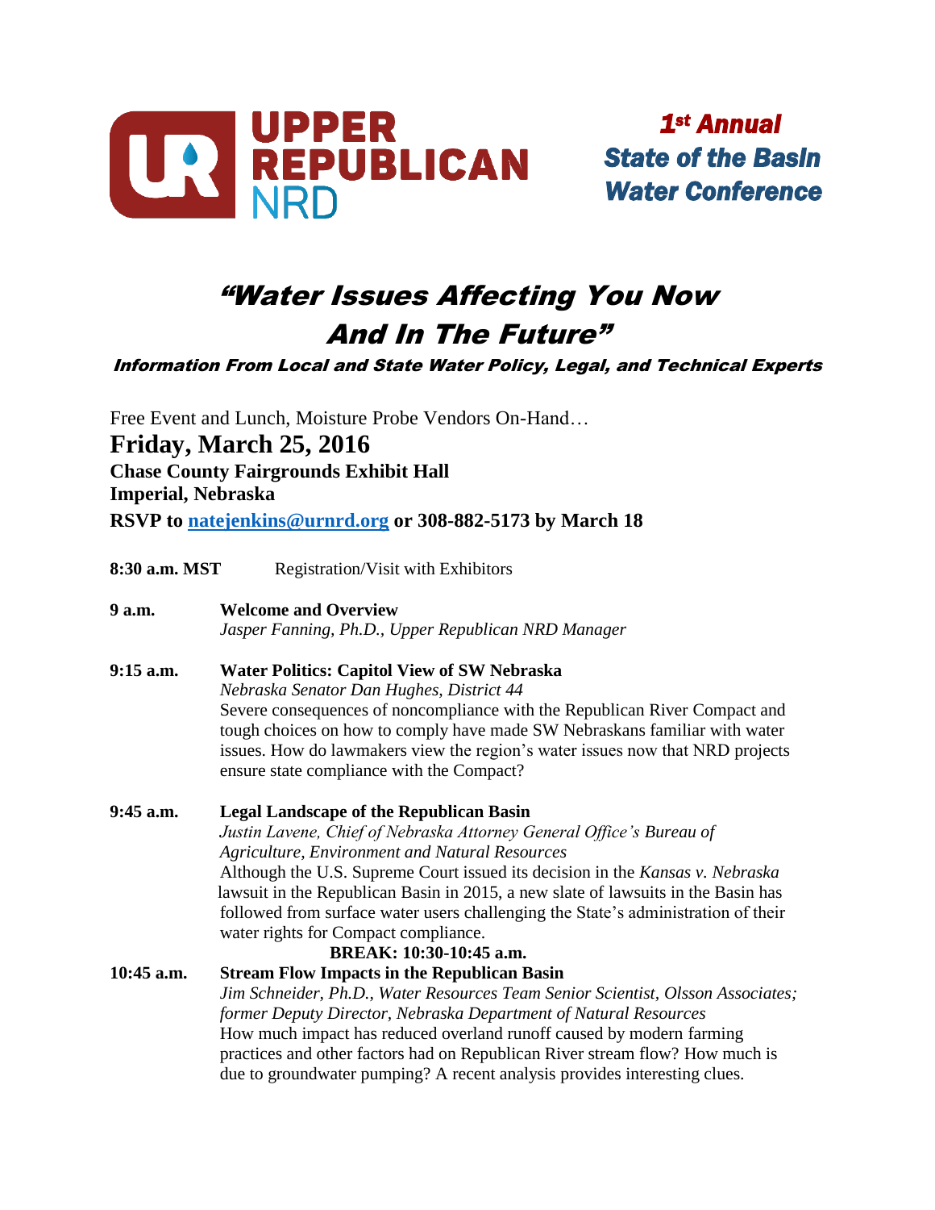UPPER REPUBLICAN NRD

***1st Annual State of the Basin Water Conference***

# “Water Issues Affecting You Now And In The Future”

***Information From Local and State Water Policy, Legal, and Technical Experts***

Free Event and Lunch, Moisture Probe Vendors On-Hand…

## Friday, March 25, 2016

**Chase County Fairgrounds Exhibit Hall**
**Imperial, Nebraska**
**RSVP to natejenkins@urnrd.org or 308-882-5173 by March 18**

**8:30 a.m. MST** Registration/Visit with Exhibitors

**9 a.m.** **Welcome and Overview**
*Jasper Fanning, Ph.D., Upper Republican NRD Manager*

**9:15 a.m.** **Water Politics: Capitol View of SW Nebraska**
*Nebraska Senator Dan Hughes, District 44*
Severe consequences of noncompliance with the Republican River Compact and tough choices on how to comply have made SW Nebraskans familiar with water issues. How do lawmakers view the region’s water issues now that NRD projects ensure state compliance with the Compact?

**9:45 a.m.** **Legal Landscape of the Republican Basin**
*Justin Lavene, Chief of Nebraska Attorney General Office’s Bureau of Agriculture, Environment and Natural Resources*
Although the U.S. Supreme Court issued its decision in the *Kansas v. Nebraska* lawsuit in the Republican Basin in 2015, a new slate of lawsuits in the Basin has followed from surface water users challenging the State’s administration of their water rights for Compact compliance.

**BREAK: 10:30-10:45 a.m.**

**10:45 a.m.** **Stream Flow Impacts in the Republican Basin**
*Jim Schneider, Ph.D., Water Resources Team Senior Scientist, Olsson Associates; former Deputy Director, Nebraska Department of Natural Resources*
How much impact has reduced overland runoff caused by modern farming practices and other factors had on Republican River stream flow? How much is due to groundwater pumping? A recent analysis provides interesting clues.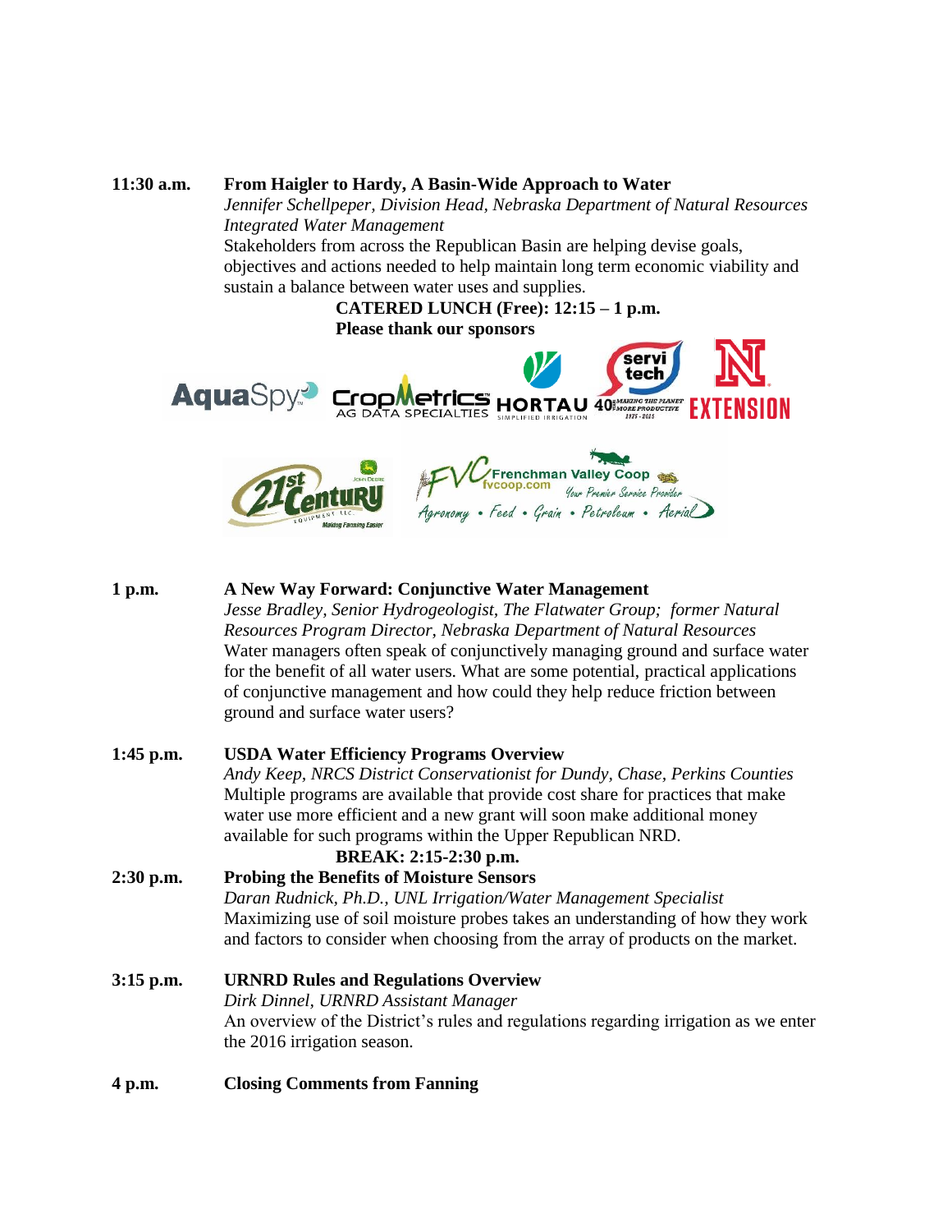**11:30 a.m.** **From Haigler to Hardy, A Basin-Wide Approach to Water**
*Jennifer Schellpeper, Division Head, Nebraska Department of Natural Resources Integrated Water Management*
Stakeholders from across the Republican Basin are helping devise goals, objectives and actions needed to help maintain long term economic viability and sustain a balance between water uses and supplies.

**CATERED LUNCH (Free): 12:15 – 1 p.m.**
**Please thank our sponsors**

AquaSpy · CropMetrics AG DATA SPECIALTIES · HORTAU SIMPLIFIED IRRIGATION · servi tech 40 MAKING THE PLANET MORE PRODUCTIVE 1975 - 2015 · N EXTENSION

21st Century Equipment LLC John Deere Making Farming Easier · FVC Frenchman Valley Coop fvcoop.com Your Premier Service Provider Agronomy • Feed • Grain • Petroleum • Aerial

**1 p.m.** **A New Way Forward: Conjunctive Water Management**
*Jesse Bradley, Senior Hydrogeologist, The Flatwater Group; former Natural Resources Program Director, Nebraska Department of Natural Resources*
Water managers often speak of conjunctively managing ground and surface water for the benefit of all water users. What are some potential, practical applications of conjunctive management and how could they help reduce friction between ground and surface water users?

**1:45 p.m.** **USDA Water Efficiency Programs Overview**
*Andy Keep, NRCS District Conservationist for Dundy, Chase, Perkins Counties*
Multiple programs are available that provide cost share for practices that make water use more efficient and a new grant will soon make additional money available for such programs within the Upper Republican NRD.

**BREAK: 2:15-2:30 p.m.**

**2:30 p.m.** **Probing the Benefits of Moisture Sensors**
*Daran Rudnick, Ph.D., UNL Irrigation/Water Management Specialist*
Maximizing use of soil moisture probes takes an understanding of how they work and factors to consider when choosing from the array of products on the market.

**3:15 p.m.** **URNRD Rules and Regulations Overview**
*Dirk Dinnel, URNRD Assistant Manager*
An overview of the District's rules and regulations regarding irrigation as we enter the 2016 irrigation season.

**4 p.m.** **Closing Comments from Fanning**